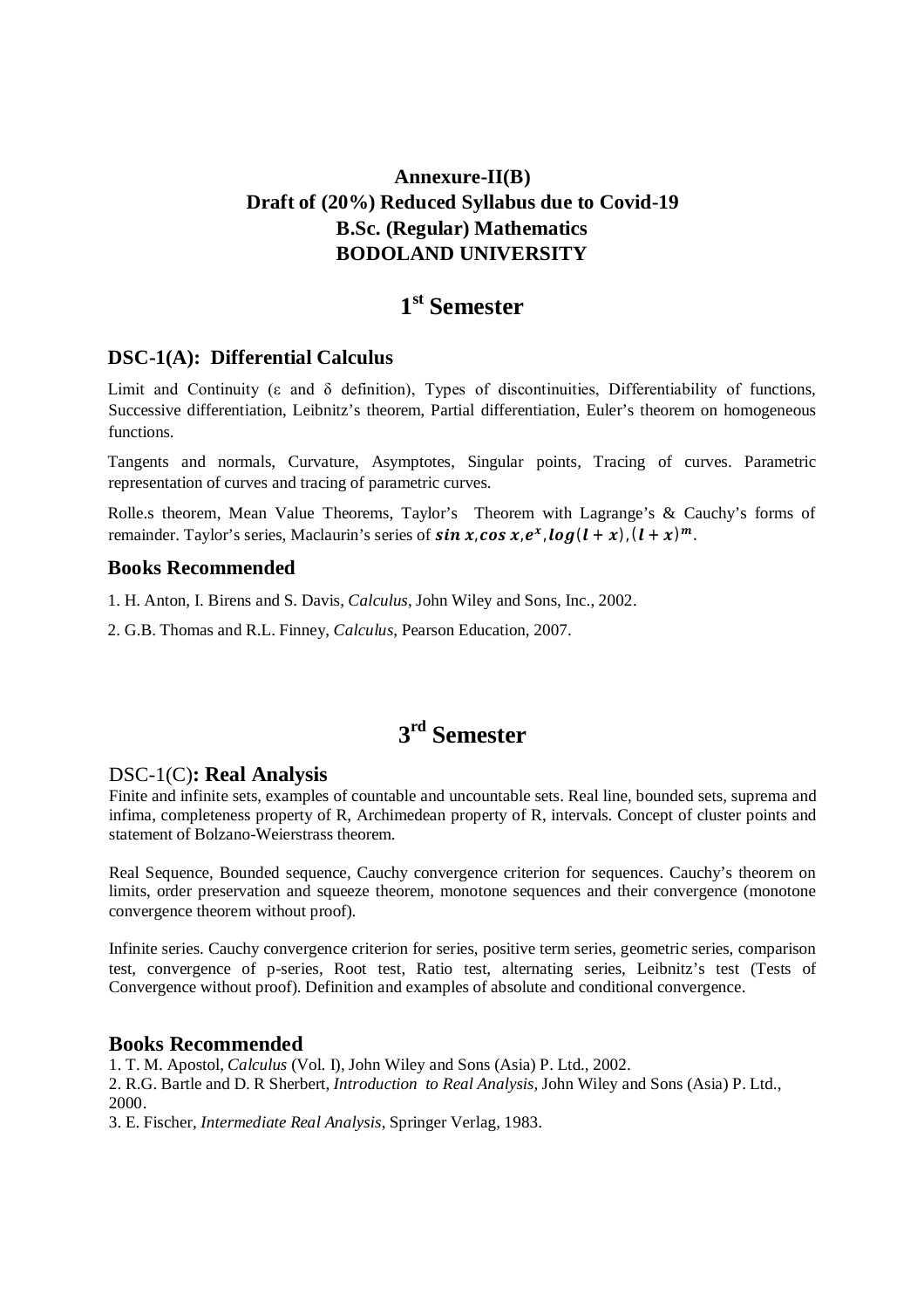# Annexure-II(B)
# Draft of (20%) Reduced Syllabus due to Covid-19
# B.Sc. (Regular) Mathematics
# BODOLAND UNIVERSITY

## 1st Semester

### DSC-1(A): Differential Calculus

Limit and Continuity ($\varepsilon$ and $\delta$ definition), Types of discontinuities, Differentiability of functions, Successive differentiation, Leibnitz's theorem, Partial differentiation, Euler's theorem on homogeneous functions.

Tangents and normals, Curvature, Asymptotes, Singular points, Tracing of curves. Parametric representation of curves and tracing of parametric curves.

Rolle.s theorem, Mean Value Theorems, Taylor's Theorem with Lagrange's & Cauchy's forms of remainder. Taylor's series, Maclaurin's series of $\boldsymbol{\sin x}, \boldsymbol{\cos x}, \boldsymbol{e^x}, \boldsymbol{\log(l+x)}, \boldsymbol{(l+x)^m}$.

### Books Recommended

1. H. Anton, I. Birens and S. Davis, *Calculus*, John Wiley and Sons, Inc., 2002.
2. G.B. Thomas and R.L. Finney, *Calculus*, Pearson Education, 2007.

## 3rd Semester

### DSC-1(C): Real Analysis

Finite and infinite sets, examples of countable and uncountable sets. Real line, bounded sets, suprema and infima, completeness property of R, Archimedean property of R, intervals. Concept of cluster points and statement of Bolzano-Weierstrass theorem.

Real Sequence, Bounded sequence, Cauchy convergence criterion for sequences. Cauchy's theorem on limits, order preservation and squeeze theorem, monotone sequences and their convergence (monotone convergence theorem without proof).

Infinite series. Cauchy convergence criterion for series, positive term series, geometric series, comparison test, convergence of p-series, Root test, Ratio test, alternating series, Leibnitz's test (Tests of Convergence without proof). Definition and examples of absolute and conditional convergence.

### Books Recommended

1. T. M. Apostol, *Calculus* (Vol. I), John Wiley and Sons (Asia) P. Ltd., 2002.
2. R.G. Bartle and D. R Sherbert, *Introduction to Real Analysis*, John Wiley and Sons (Asia) P. Ltd., 2000.
3. E. Fischer, *Intermediate Real Analysis*, Springer Verlag, 1983.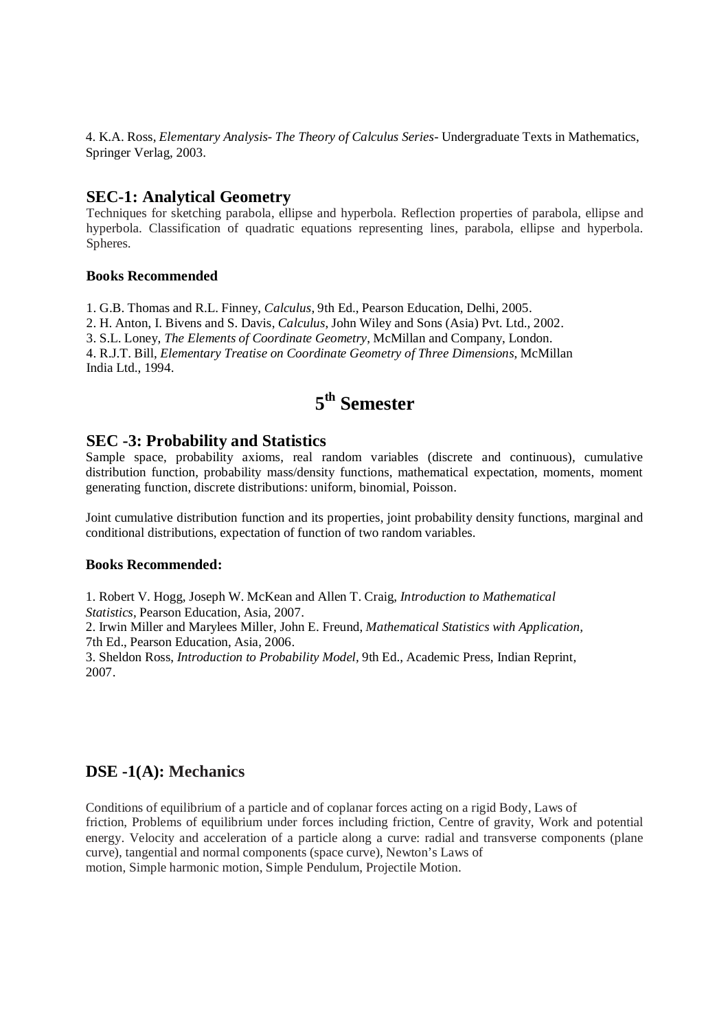4. K.A. Ross, *Elementary Analysis- The Theory of Calculus Series-* Undergraduate Texts in Mathematics, Springer Verlag, 2003.

## SEC-1: Analytical Geometry

Techniques for sketching parabola, ellipse and hyperbola. Reflection properties of parabola, ellipse and hyperbola. Classification of quadratic equations representing lines, parabola, ellipse and hyperbola. Spheres.

**Books Recommended**

1. G.B. Thomas and R.L. Finney, *Calculus*, 9th Ed., Pearson Education, Delhi, 2005.
2. H. Anton, I. Bivens and S. Davis, *Calculus*, John Wiley and Sons (Asia) Pvt. Ltd., 2002.
3. S.L. Loney, *The Elements of Coordinate Geometry*, McMillan and Company, London.
4. R.J.T. Bill, *Elementary Treatise on Coordinate Geometry of Three Dimensions*, McMillan India Ltd., 1994.

# 5th Semester

## SEC -3: Probability and Statistics

Sample space, probability axioms, real random variables (discrete and continuous), cumulative distribution function, probability mass/density functions, mathematical expectation, moments, moment generating function, discrete distributions: uniform, binomial, Poisson.

Joint cumulative distribution function and its properties, joint probability density functions, marginal and conditional distributions, expectation of function of two random variables.

**Books Recommended:**

1. Robert V. Hogg, Joseph W. McKean and Allen T. Craig, *Introduction to Mathematical Statistics*, Pearson Education, Asia, 2007.
2. Irwin Miller and Marylees Miller, John E. Freund, *Mathematical Statistics with Application*, 7th Ed., Pearson Education, Asia, 2006.
3. Sheldon Ross, *Introduction to Probability Model*, 9th Ed., Academic Press, Indian Reprint, 2007.

## DSE -1(A): Mechanics

Conditions of equilibrium of a particle and of coplanar forces acting on a rigid Body, Laws of friction, Problems of equilibrium under forces including friction, Centre of gravity, Work and potential energy. Velocity and acceleration of a particle along a curve: radial and transverse components (plane curve), tangential and normal components (space curve), Newton's Laws of motion, Simple harmonic motion, Simple Pendulum, Projectile Motion.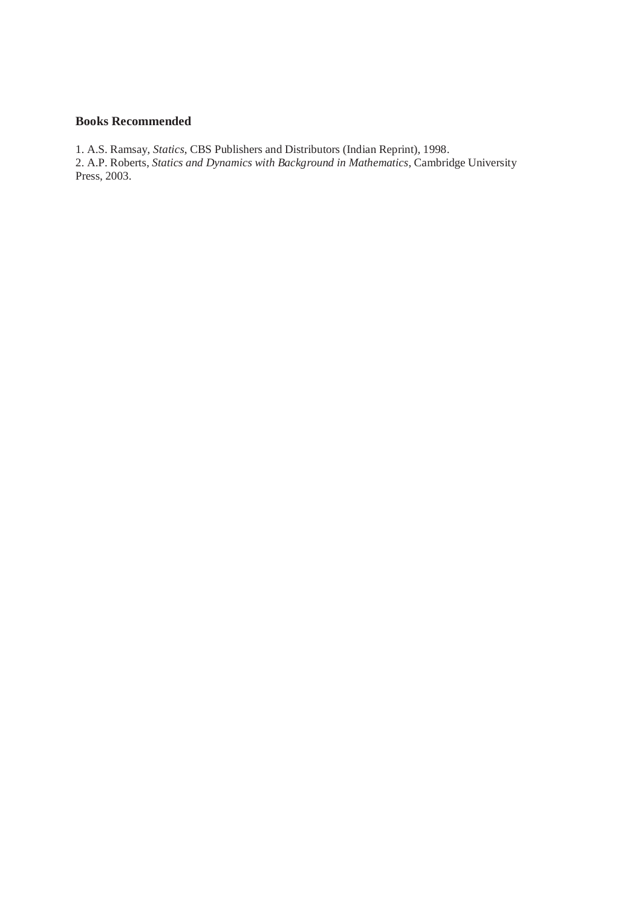**Books Recommended**

1. A.S. Ramsay, *Statics*, CBS Publishers and Distributors (Indian Reprint), 1998.
2. A.P. Roberts, *Statics and Dynamics with Background in Mathematics*, Cambridge University Press, 2003.